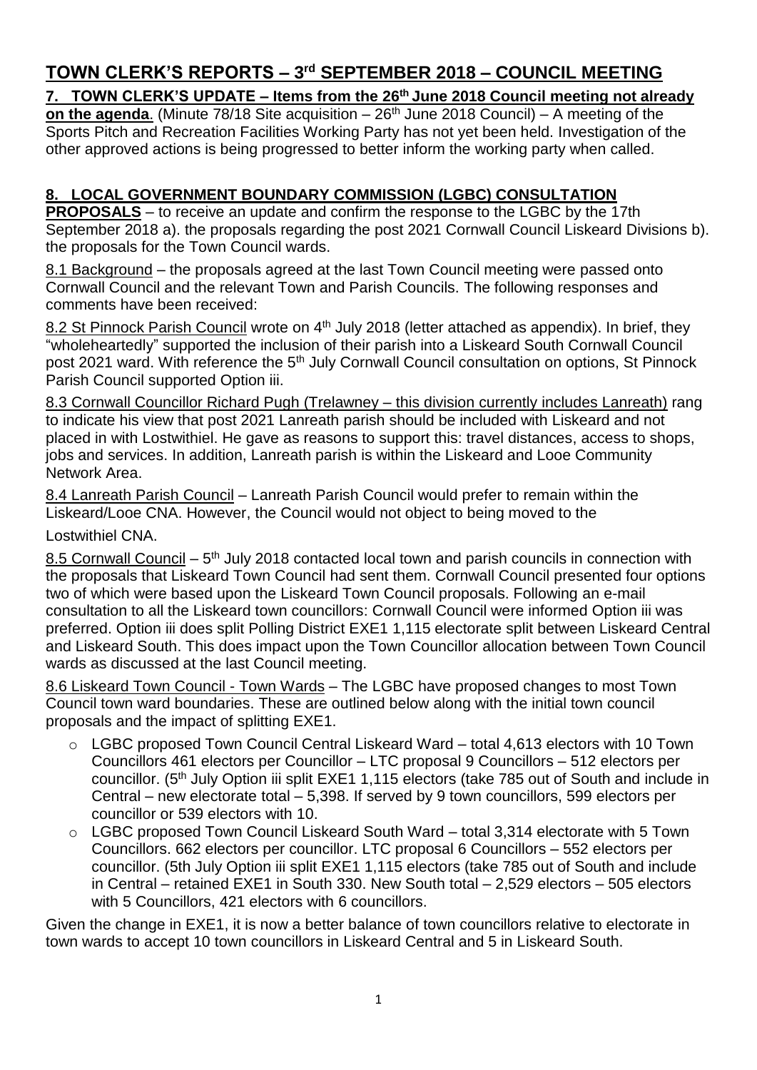# TOWN CLERK'S REPORTS – 3rd SEPTEMBER 2018 – COUNCIL MEETING

**7. TOWN CLERK'S UPDATE – Items from the 26th June 2018 Council meeting not already on the agenda**. (Minute 78/18 Site acquisition – 26th June 2018 Council) – A meeting of the Sports Pitch and Recreation Facilities Working Party has not yet been held. Investigation of the other approved actions is being progressed to better inform the working party when called.

**8. LOCAL GOVERNMENT BOUNDARY COMMISSION (LGBC) CONSULTATION PROPOSALS** – to receive an update and confirm the response to the LGBC by the 17th September 2018 a). the proposals regarding the post 2021 Cornwall Council Liskeard Divisions b). the proposals for the Town Council wards.

8.1 Background – the proposals agreed at the last Town Council meeting were passed onto Cornwall Council and the relevant Town and Parish Councils. The following responses and comments have been received:

8.2 St Pinnock Parish Council wrote on 4th July 2018 (letter attached as appendix). In brief, they "wholeheartedly" supported the inclusion of their parish into a Liskeard South Cornwall Council post 2021 ward. With reference the 5th July Cornwall Council consultation on options, St Pinnock Parish Council supported Option iii.

8.3 Cornwall Councillor Richard Pugh (Trelawney – this division currently includes Lanreath) rang to indicate his view that post 2021 Lanreath parish should be included with Liskeard and not placed in with Lostwithiel. He gave as reasons to support this: travel distances, access to shops, jobs and services. In addition, Lanreath parish is within the Liskeard and Looe Community Network Area.

8.4 Lanreath Parish Council – Lanreath Parish Council would prefer to remain within the Liskeard/Looe CNA. However, the Council would not object to being moved to the Lostwithiel CNA.

8.5 Cornwall Council – 5th July 2018 contacted local town and parish councils in connection with the proposals that Liskeard Town Council had sent them. Cornwall Council presented four options two of which were based upon the Liskeard Town Council proposals. Following an e-mail consultation to all the Liskeard town councillors: Cornwall Council were informed Option iii was preferred. Option iii does split Polling District EXE1 1,115 electorate split between Liskeard Central and Liskeard South. This does impact upon the Town Councillor allocation between Town Council wards as discussed at the last Council meeting.

8.6 Liskeard Town Council - Town Wards – The LGBC have proposed changes to most Town Council town ward boundaries. These are outlined below along with the initial town council proposals and the impact of splitting EXE1.

- LGBC proposed Town Council Central Liskeard Ward – total 4,613 electors with 10 Town Councillors 461 electors per Councillor – LTC proposal 9 Councillors – 512 electors per councillor. (5th July Option iii split EXE1 1,115 electors (take 785 out of South and include in Central – new electorate total – 5,398. If served by 9 town councillors, 599 electors per councillor or 539 electors with 10.
- LGBC proposed Town Council Liskeard South Ward – total 3,314 electorate with 5 Town Councillors. 662 electors per councillor. LTC proposal 6 Councillors – 552 electors per councillor. (5th July Option iii split EXE1 1,115 electors (take 785 out of South and include in Central – retained EXE1 in South 330. New South total – 2,529 electors – 505 electors with 5 Councillors, 421 electors with 6 councillors.

Given the change in EXE1, it is now a better balance of town councillors relative to electorate in town wards to accept 10 town councillors in Liskeard Central and 5 in Liskeard South.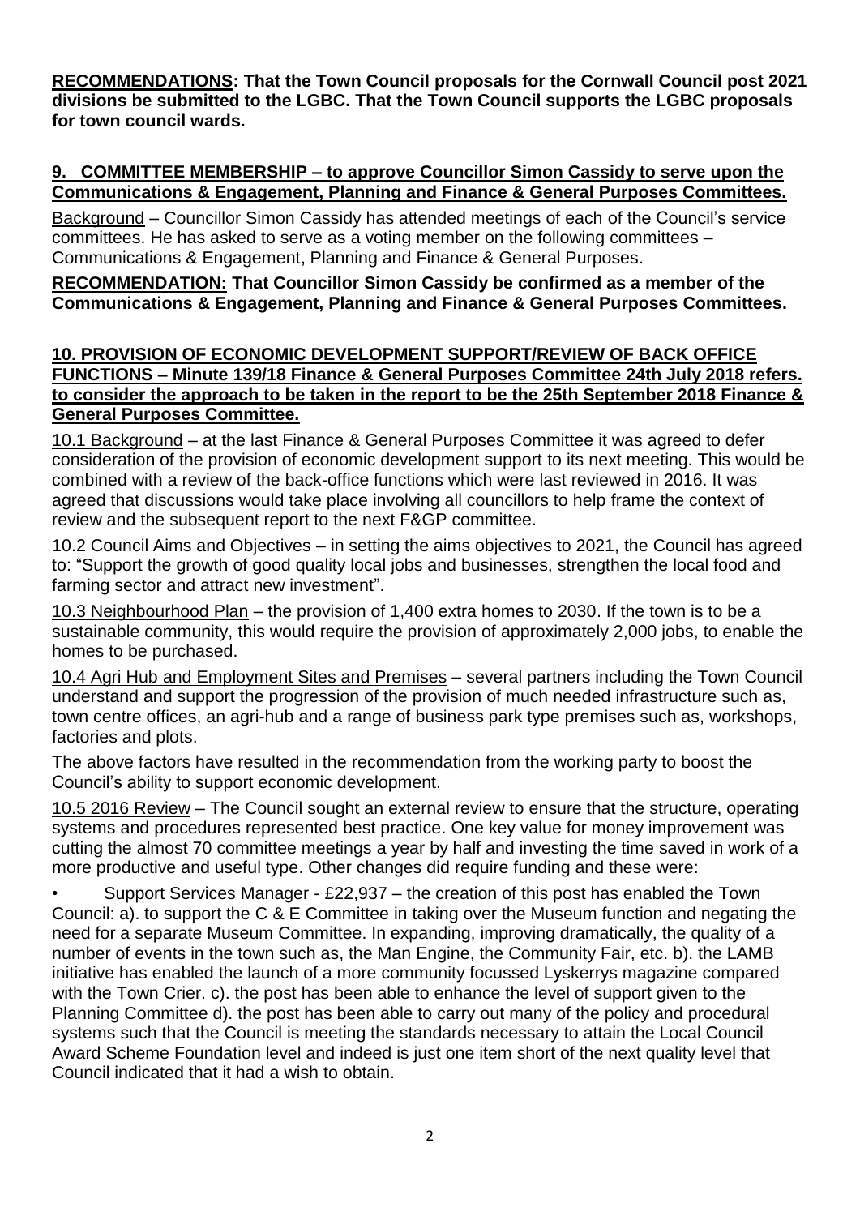**RECOMMENDATIONS: That the Town Council proposals for the Cornwall Council post 2021 divisions be submitted to the LGBC. That the Town Council supports the LGBC proposals for town council wards.**

## 9. COMMITTEE MEMBERSHIP – to approve Councillor Simon Cassidy to serve upon the Communications & Engagement, Planning and Finance & General Purposes Committees.

Background – Councillor Simon Cassidy has attended meetings of each of the Council's service committees. He has asked to serve as a voting member on the following committees – Communications & Engagement, Planning and Finance & General Purposes.

**RECOMMENDATION: That Councillor Simon Cassidy be confirmed as a member of the Communications & Engagement, Planning and Finance & General Purposes Committees.**

## 10. PROVISION OF ECONOMIC DEVELOPMENT SUPPORT/REVIEW OF BACK OFFICE FUNCTIONS – Minute 139/18 Finance & General Purposes Committee 24th July 2018 refers. to consider the approach to be taken in the report to be the 25th September 2018 Finance & General Purposes Committee.

10.1 Background – at the last Finance & General Purposes Committee it was agreed to defer consideration of the provision of economic development support to its next meeting. This would be combined with a review of the back-office functions which were last reviewed in 2016. It was agreed that discussions would take place involving all councillors to help frame the context of review and the subsequent report to the next F&GP committee.

10.2 Council Aims and Objectives – in setting the aims objectives to 2021, the Council has agreed to: "Support the growth of good quality local jobs and businesses, strengthen the local food and farming sector and attract new investment".

10.3 Neighbourhood Plan – the provision of 1,400 extra homes to 2030. If the town is to be a sustainable community, this would require the provision of approximately 2,000 jobs, to enable the homes to be purchased.

10.4 Agri Hub and Employment Sites and Premises – several partners including the Town Council understand and support the progression of the provision of much needed infrastructure such as, town centre offices, an agri-hub and a range of business park type premises such as, workshops, factories and plots.

The above factors have resulted in the recommendation from the working party to boost the Council's ability to support economic development.

10.5 2016 Review – The Council sought an external review to ensure that the structure, operating systems and procedures represented best practice. One key value for money improvement was cutting the almost 70 committee meetings a year by half and investing the time saved in work of a more productive and useful type. Other changes did require funding and these were:

- Support Services Manager - £22,937 – the creation of this post has enabled the Town Council: a). to support the C & E Committee in taking over the Museum function and negating the need for a separate Museum Committee. In expanding, improving dramatically, the quality of a number of events in the town such as, the Man Engine, the Community Fair, etc. b). the LAMB initiative has enabled the launch of a more community focussed Lyskerrys magazine compared with the Town Crier. c). the post has been able to enhance the level of support given to the Planning Committee d). the post has been able to carry out many of the policy and procedural systems such that the Council is meeting the standards necessary to attain the Local Council Award Scheme Foundation level and indeed is just one item short of the next quality level that Council indicated that it had a wish to obtain.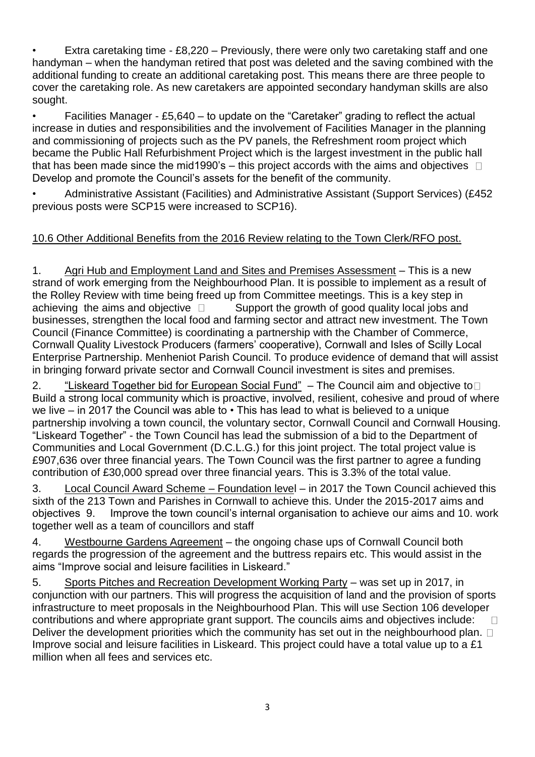- Extra caretaking time - £8,220 – Previously, there were only two caretaking staff and one handyman – when the handyman retired that post was deleted and the saving combined with the additional funding to create an additional caretaking post. This means there are three people to cover the caretaking role. As new caretakers are appointed secondary handyman skills are also sought.
- Facilities Manager - £5,640 – to update on the "Caretaker" grading to reflect the actual increase in duties and responsibilities and the involvement of Facilities Manager in the planning and commissioning of projects such as the PV panels, the Refreshment room project which became the Public Hall Refurbishment Project which is the largest investment in the public hall that has been made since the mid1990's – this project accords with the aims and objectives  Develop and promote the Council's assets for the benefit of the community.
- Administrative Assistant (Facilities) and Administrative Assistant (Support Services) (£452 previous posts were SCP15 were increased to SCP16).

<u>10.6 Other Additional Benefits from the 2016 Review relating to the Town Clerk/RFO post.</u>

1. <u>Agri Hub and Employment Land and Sites and Premises Assessment</u> – This is a new strand of work emerging from the Neighbourhood Plan. It is possible to implement as a result of the Rolley Review with time being freed up from Committee meetings. This is a key step in achieving the aims and objective  Support the growth of good quality local jobs and businesses, strengthen the local food and farming sector and attract new investment. The Town Council (Finance Committee) is coordinating a partnership with the Chamber of Commerce, Cornwall Quality Livestock Producers (farmers' cooperative), Cornwall and Isles of Scilly Local Enterprise Partnership. Menheniot Parish Council. To produce evidence of demand that will assist in bringing forward private sector and Cornwall Council investment is sites and premises.
2. <u>"Liskeard Together bid for European Social Fund"</u> – The Council aim and objective to Build a strong local community which is proactive, involved, resilient, cohesive and proud of where we live – in 2017 the Council was able to • This has lead to what is believed to a unique partnership involving a town council, the voluntary sector, Cornwall Council and Cornwall Housing. "Liskeard Together" - the Town Council has lead the submission of a bid to the Department of Communities and Local Government (D.C.L.G.) for this joint project. The total project value is £907,636 over three financial years. The Town Council was the first partner to agree a funding contribution of £30,000 spread over three financial years. This is 3.3% of the total value.
3. <u>Local Council Award Scheme – Foundation level</u> – in 2017 the Town Council achieved this sixth of the 213 Town and Parishes in Cornwall to achieve this. Under the 2015-2017 aims and objectives 9. Improve the town council's internal organisation to achieve our aims and 10. work together well as a team of councillors and staff
4. <u>Westbourne Gardens Agreement</u> – the ongoing chase ups of Cornwall Council both regards the progression of the agreement and the buttress repairs etc. This would assist in the aims "Improve social and leisure facilities in Liskeard."
5. <u>Sports Pitches and Recreation Development Working Party</u> – was set up in 2017, in conjunction with our partners. This will progress the acquisition of land and the provision of sports infrastructure to meet proposals in the Neighbourhood Plan. This will use Section 106 developer contributions and where appropriate grant support. The councils aims and objectives include:  Deliver the development priorities which the community has set out in the neighbourhood plan.  Improve social and leisure facilities in Liskeard. This project could have a total value up to a £1 million when all fees and services etc.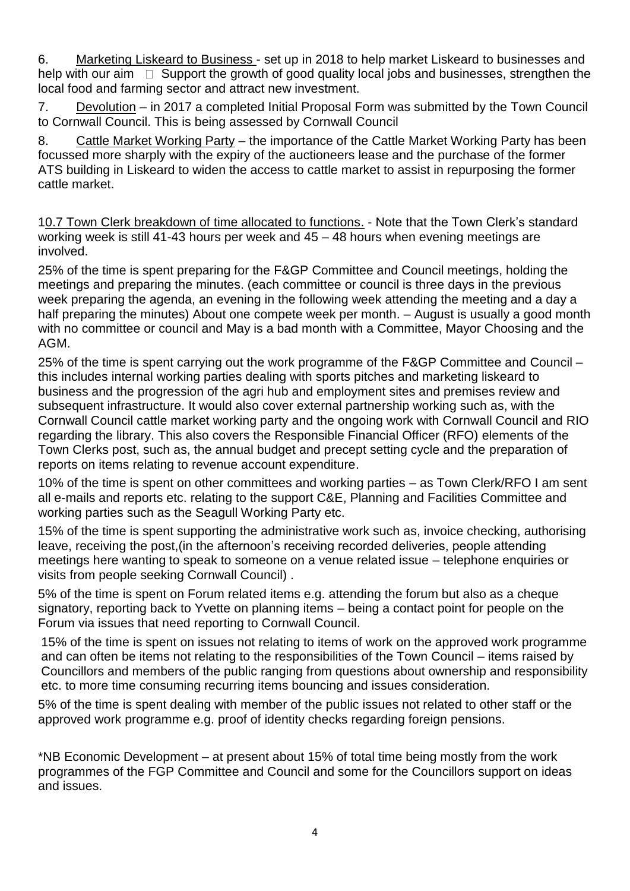6. Marketing Liskeard to Business - set up in 2018 to help market Liskeard to businesses and help with our aim  Support the growth of good quality local jobs and businesses, strengthen the local food and farming sector and attract new investment.

7. Devolution – in 2017 a completed Initial Proposal Form was submitted by the Town Council to Cornwall Council. This is being assessed by Cornwall Council

8. Cattle Market Working Party – the importance of the Cattle Market Working Party has been focussed more sharply with the expiry of the auctioneers lease and the purchase of the former ATS building in Liskeard to widen the access to cattle market to assist in repurposing the former cattle market.

10.7 Town Clerk breakdown of time allocated to functions. - Note that the Town Clerk's standard working week is still 41-43 hours per week and 45 – 48 hours when evening meetings are involved.

25% of the time is spent preparing for the F&GP Committee and Council meetings, holding the meetings and preparing the minutes. (each committee or council is three days in the previous week preparing the agenda, an evening in the following week attending the meeting and a day a half preparing the minutes) About one compete week per month. – August is usually a good month with no committee or council and May is a bad month with a Committee, Mayor Choosing and the AGM.

25% of the time is spent carrying out the work programme of the F&GP Committee and Council – this includes internal working parties dealing with sports pitches and marketing liskeard to business and the progression of the agri hub and employment sites and premises review and subsequent infrastructure. It would also cover external partnership working such as, with the Cornwall Council cattle market working party and the ongoing work with Cornwall Council and RIO regarding the library. This also covers the Responsible Financial Officer (RFO) elements of the Town Clerks post, such as, the annual budget and precept setting cycle and the preparation of reports on items relating to revenue account expenditure.

10% of the time is spent on other committees and working parties – as Town Clerk/RFO I am sent all e-mails and reports etc. relating to the support C&E, Planning and Facilities Committee and working parties such as the Seagull Working Party etc.

15% of the time is spent supporting the administrative work such as, invoice checking, authorising leave, receiving the post,(in the afternoon's receiving recorded deliveries, people attending meetings here wanting to speak to someone on a venue related issue – telephone enquiries or visits from people seeking Cornwall Council) .

5% of the time is spent on Forum related items e.g. attending the forum but also as a cheque signatory, reporting back to Yvette on planning items – being a contact point for people on the Forum via issues that need reporting to Cornwall Council.

15% of the time is spent on issues not relating to items of work on the approved work programme and can often be items not relating to the responsibilities of the Town Council – items raised by Councillors and members of the public ranging from questions about ownership and responsibility etc. to more time consuming recurring items bouncing and issues consideration.

5% of the time is spent dealing with member of the public issues not related to other staff or the approved work programme e.g. proof of identity checks regarding foreign pensions.

*NB Economic Development – at present about 15% of total time being mostly from the work programmes of the FGP Committee and Council and some for the Councillors support on ideas and issues.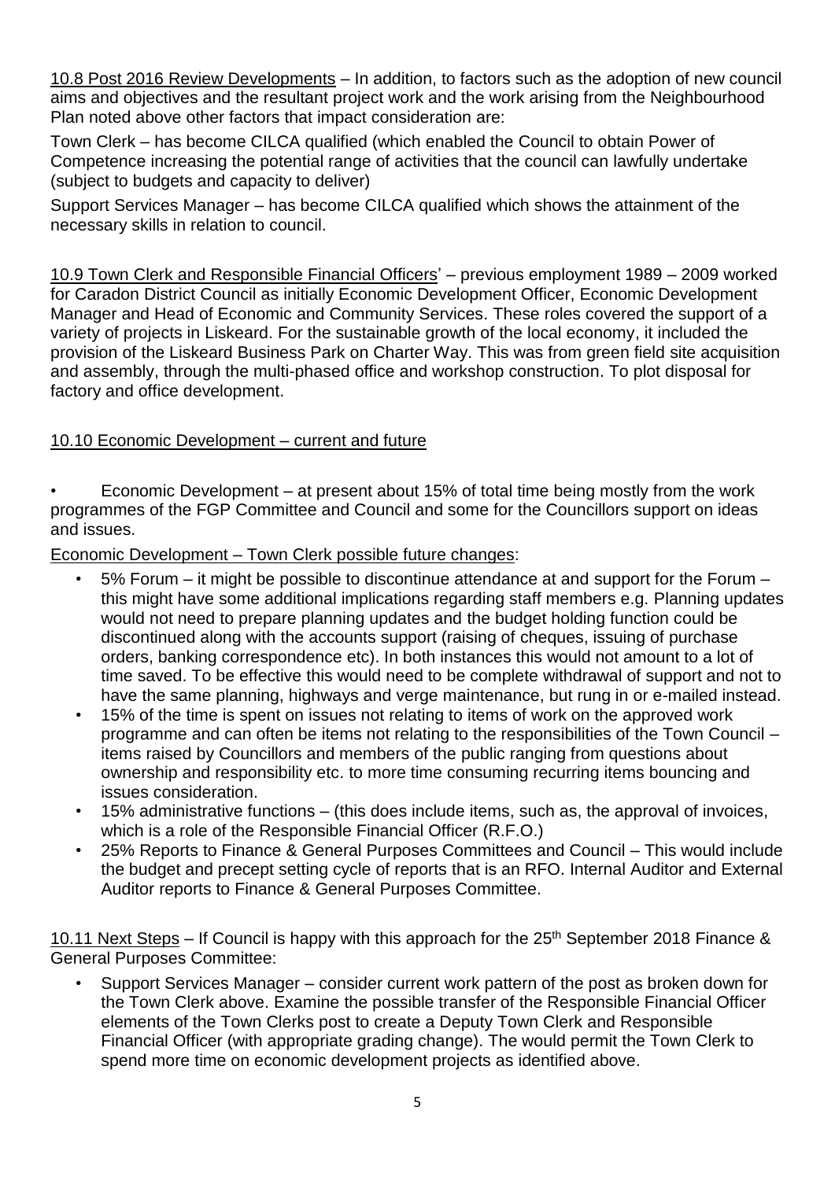10.8 Post 2016 Review Developments – In addition, to factors such as the adoption of new council aims and objectives and the resultant project work and the work arising from the Neighbourhood Plan noted above other factors that impact consideration are:

Town Clerk – has become CILCA qualified (which enabled the Council to obtain Power of Competence increasing the potential range of activities that the council can lawfully undertake (subject to budgets and capacity to deliver)

Support Services Manager – has become CILCA qualified which shows the attainment of the necessary skills in relation to council.

10.9 Town Clerk and Responsible Financial Officers' – previous employment 1989 – 2009 worked for Caradon District Council as initially Economic Development Officer, Economic Development Manager and Head of Economic and Community Services. These roles covered the support of a variety of projects in Liskeard. For the sustainable growth of the local economy, it included the provision of the Liskeard Business Park on Charter Way. This was from green field site acquisition and assembly, through the multi-phased office and workshop construction. To plot disposal for factory and office development.

10.10 Economic Development – current and future

- Economic Development – at present about 15% of total time being mostly from the work programmes of the FGP Committee and Council and some for the Councillors support on ideas and issues.

Economic Development – Town Clerk possible future changes:

- 5% Forum – it might be possible to discontinue attendance at and support for the Forum – this might have some additional implications regarding staff members e.g. Planning updates would not need to prepare planning updates and the budget holding function could be discontinued along with the accounts support (raising of cheques, issuing of purchase orders, banking correspondence etc). In both instances this would not amount to a lot of time saved. To be effective this would need to be complete withdrawal of support and not to have the same planning, highways and verge maintenance, but rung in or e-mailed instead.
- 15% of the time is spent on issues not relating to items of work on the approved work programme and can often be items not relating to the responsibilities of the Town Council – items raised by Councillors and members of the public ranging from questions about ownership and responsibility etc. to more time consuming recurring items bouncing and issues consideration.
- 15% administrative functions – (this does include items, such as, the approval of invoices, which is a role of the Responsible Financial Officer (R.F.O.)
- 25% Reports to Finance & General Purposes Committees and Council – This would include the budget and precept setting cycle of reports that is an RFO. Internal Auditor and External Auditor reports to Finance & General Purposes Committee.

10.11 Next Steps – If Council is happy with this approach for the 25th September 2018 Finance & General Purposes Committee:

- Support Services Manager – consider current work pattern of the post as broken down for the Town Clerk above. Examine the possible transfer of the Responsible Financial Officer elements of the Town Clerks post to create a Deputy Town Clerk and Responsible Financial Officer (with appropriate grading change). The would permit the Town Clerk to spend more time on economic development projects as identified above.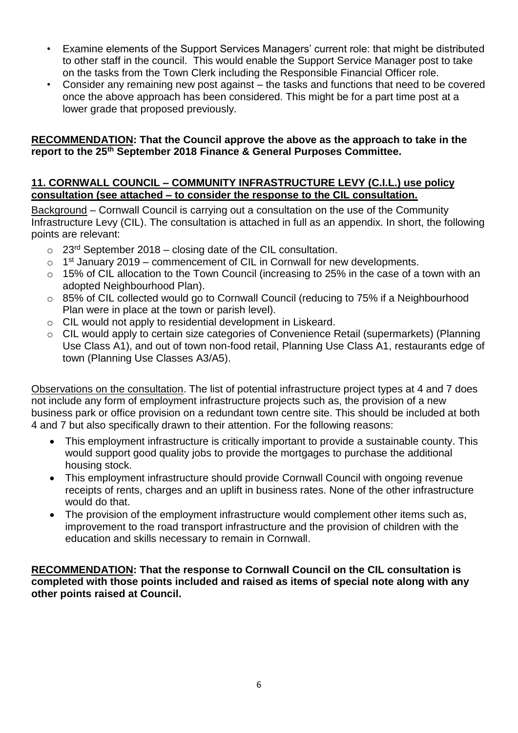- Examine elements of the Support Services Managers' current role: that might be distributed to other staff in the council. This would enable the Support Service Manager post to take on the tasks from the Town Clerk including the Responsible Financial Officer role.
- Consider any remaining new post against – the tasks and functions that need to be covered once the above approach has been considered. This might be for a part time post at a lower grade that proposed previously.

**RECOMMENDATION: That the Council approve the above as the approach to take in the report to the 25th September 2018 Finance & General Purposes Committee.**

**11. CORNWALL COUNCIL – COMMUNITY INFRASTRUCTURE LEVY (C.I.L.) use policy consultation (see attached – to consider the response to the CIL consultation.**

Background – Cornwall Council is carrying out a consultation on the use of the Community Infrastructure Levy (CIL). The consultation is attached in full as an appendix. In short, the following points are relevant:

- 23rd September 2018 – closing date of the CIL consultation.
- 1st January 2019 – commencement of CIL in Cornwall for new developments.
- 15% of CIL allocation to the Town Council (increasing to 25% in the case of a town with an adopted Neighbourhood Plan).
- 85% of CIL collected would go to Cornwall Council (reducing to 75% if a Neighbourhood Plan were in place at the town or parish level).
- CIL would not apply to residential development in Liskeard.
- CIL would apply to certain size categories of Convenience Retail (supermarkets) (Planning Use Class A1), and out of town non-food retail, Planning Use Class A1, restaurants edge of town (Planning Use Classes A3/A5).

Observations on the consultation. The list of potential infrastructure project types at 4 and 7 does not include any form of employment infrastructure projects such as, the provision of a new business park or office provision on a redundant town centre site. This should be included at both 4 and 7 but also specifically drawn to their attention. For the following reasons:

- This employment infrastructure is critically important to provide a sustainable county. This would support good quality jobs to provide the mortgages to purchase the additional housing stock.
- This employment infrastructure should provide Cornwall Council with ongoing revenue receipts of rents, charges and an uplift in business rates. None of the other infrastructure would do that.
- The provision of the employment infrastructure would complement other items such as, improvement to the road transport infrastructure and the provision of children with the education and skills necessary to remain in Cornwall.

**RECOMMENDATION: That the response to Cornwall Council on the CIL consultation is completed with those points included and raised as items of special note along with any other points raised at Council.**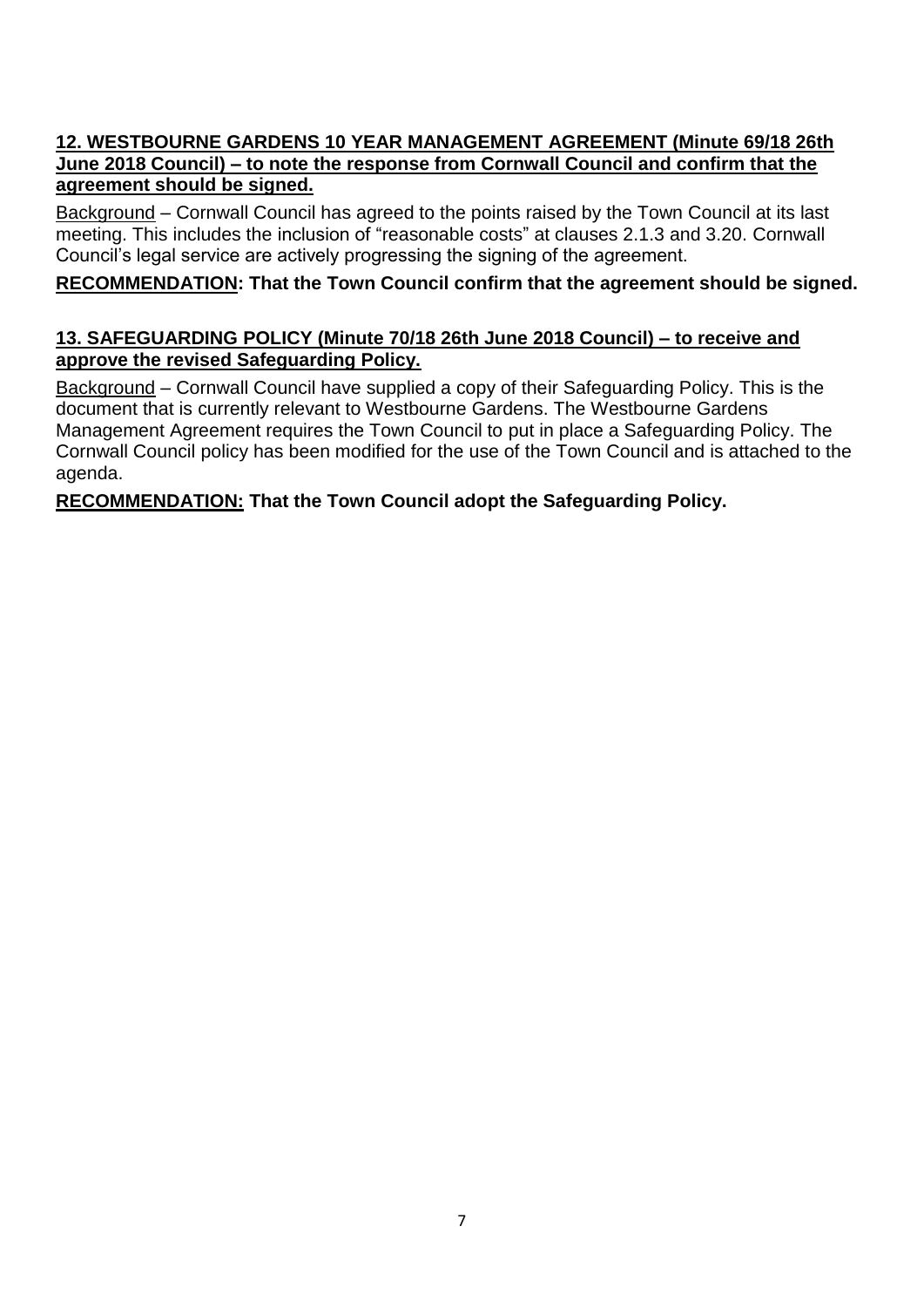**12. WESTBOURNE GARDENS 10 YEAR MANAGEMENT AGREEMENT (Minute 69/18 26th June 2018 Council) – to note the response from Cornwall Council and confirm that the agreement should be signed.**

Background – Cornwall Council has agreed to the points raised by the Town Council at its last meeting. This includes the inclusion of "reasonable costs" at clauses 2.1.3 and 3.20. Cornwall Council's legal service are actively progressing the signing of the agreement.

**RECOMMENDATION: That the Town Council confirm that the agreement should be signed.**

**13. SAFEGUARDING POLICY (Minute 70/18 26th June 2018 Council) – to receive and approve the revised Safeguarding Policy.**

Background – Cornwall Council have supplied a copy of their Safeguarding Policy. This is the document that is currently relevant to Westbourne Gardens. The Westbourne Gardens Management Agreement requires the Town Council to put in place a Safeguarding Policy. The Cornwall Council policy has been modified for the use of the Town Council and is attached to the agenda.

**RECOMMENDATION: That the Town Council adopt the Safeguarding Policy.**